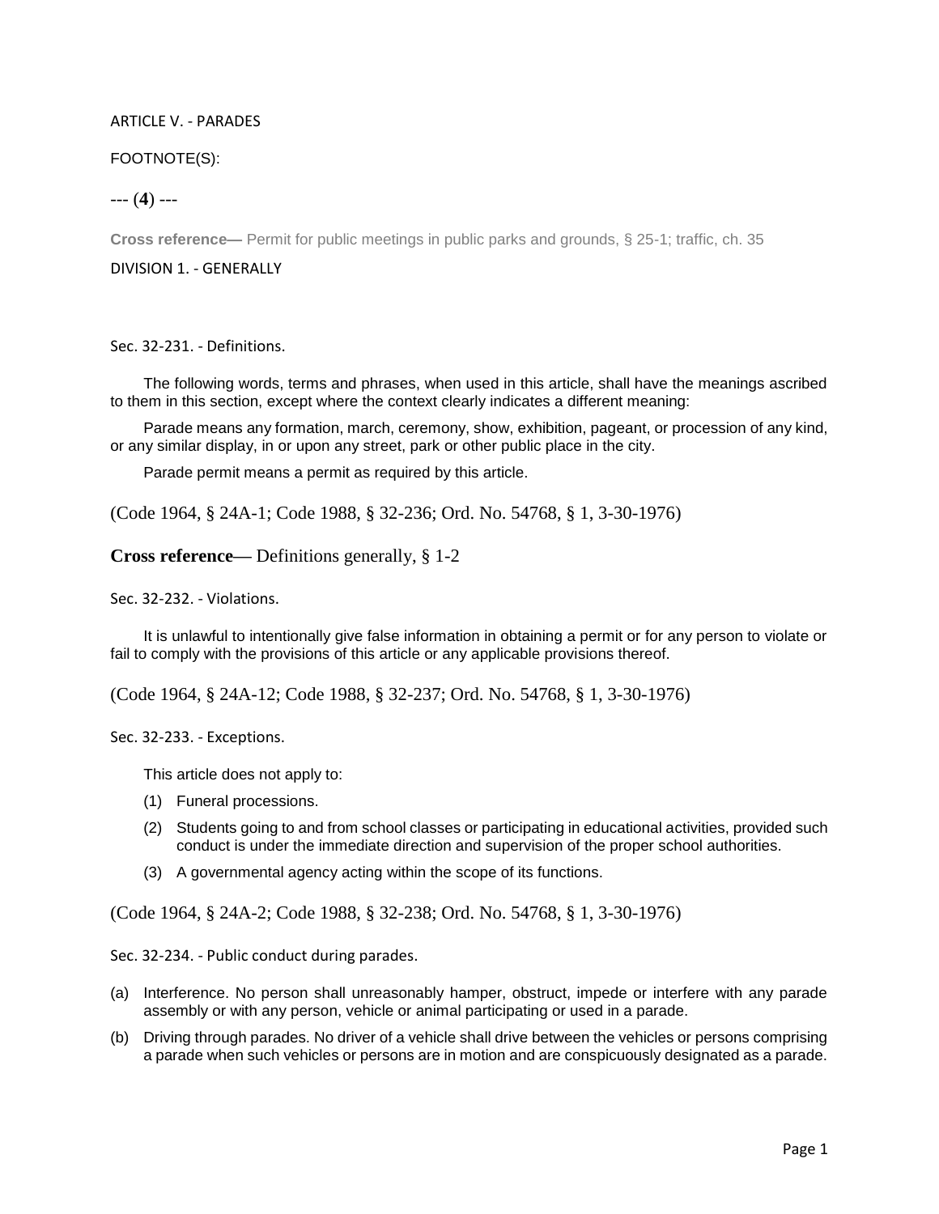# ARTICLE V. - PARADES

FOOTNOTE(S):

--- (**4**) ---

**Cross reference—** Permit for public meetings in public parks and grounds, § 25-1; traffic, ch. 35

## DIVISION 1. - GENERALLY

### Sec. 32-231. - Definitions.

The following words, terms and phrases, when used in this article, shall have the meanings ascribed to them in this section, except where the context clearly indicates a different meaning:

*Parade* means any formation, march, ceremony, show, exhibition, pageant, or procession of any kind, or any similar display, in or upon any street, park or other public place in the city.

*Parade permit* means a permit as required by this article.

(Code 1964, § 24A-1; Code 1988, § 32-236; Ord. No. 54768, § 1, 3-30-1976)

**Cross reference—** Definitions generally, § 1-2

### Sec. 32-232. - Violations.

It is unlawful to intentionally give false information in obtaining a permit or for any person to violate or fail to comply with the provisions of this article or any applicable provisions thereof.

(Code 1964, § 24A-12; Code 1988, § 32-237; Ord. No. 54768, § 1, 3-30-1976)

### Sec. 32-233. - Exceptions.

This article does not apply to:

(1) Funeral processions.

(2) Students going to and from school classes or participating in educational activities, provided such conduct is under the immediate direction and supervision of the proper school authorities.

(3) A governmental agency acting within the scope of its functions.

(Code 1964, § 24A-2; Code 1988, § 32-238; Ord. No. 54768, § 1, 3-30-1976)

### Sec. 32-234. - Public conduct during parades.

(a) *Interference.* No person shall unreasonably hamper, obstruct, impede or interfere with any parade assembly or with any person, vehicle or animal participating or used in a parade.

(b) *Driving through parades.* No driver of a vehicle shall drive between the vehicles or persons comprising a parade when such vehicles or persons are in motion and are conspicuously designated as a parade.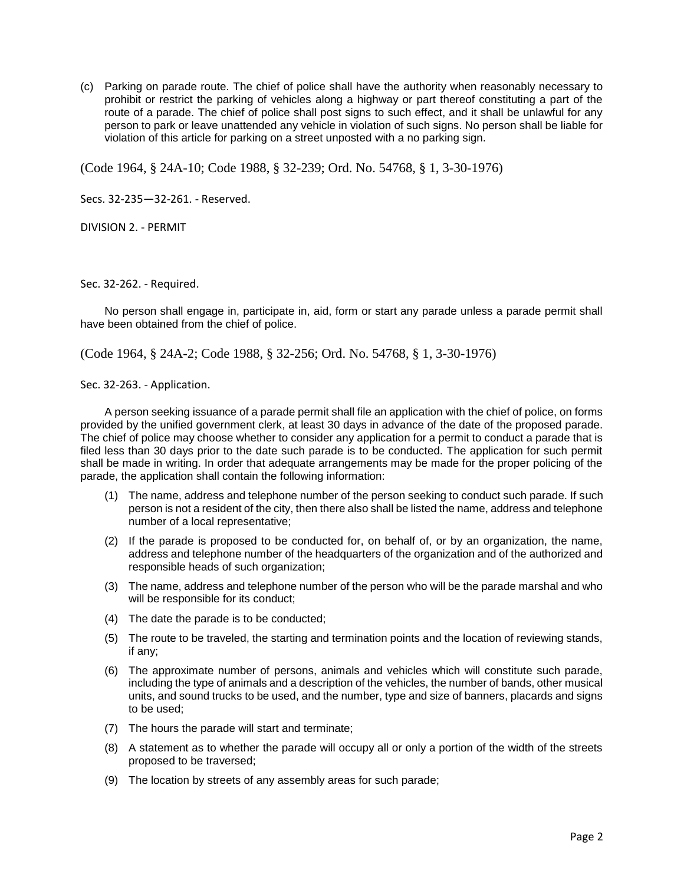(c) Parking on parade route. The chief of police shall have the authority when reasonably necessary to prohibit or restrict the parking of vehicles along a highway or part thereof constituting a part of the route of a parade. The chief of police shall post signs to such effect, and it shall be unlawful for any person to park or leave unattended any vehicle in violation of such signs. No person shall be liable for violation of this article for parking on a street unposted with a no parking sign.

(Code 1964, § 24A-10; Code 1988, § 32-239; Ord. No. 54768, § 1, 3-30-1976)

Secs. 32-235—32-261. - Reserved.

## DIVISION 2. - PERMIT

### Sec. 32-262. - Required.

No person shall engage in, participate in, aid, form or start any parade unless a parade permit shall have been obtained from the chief of police.

(Code 1964, § 24A-2; Code 1988, § 32-256; Ord. No. 54768, § 1, 3-30-1976)

### Sec. 32-263. - Application.

A person seeking issuance of a parade permit shall file an application with the chief of police, on forms provided by the unified government clerk, at least 30 days in advance of the date of the proposed parade. The chief of police may choose whether to consider any application for a permit to conduct a parade that is filed less than 30 days prior to the date such parade is to be conducted. The application for such permit shall be made in writing. In order that adequate arrangements may be made for the proper policing of the parade, the application shall contain the following information:

(1) The name, address and telephone number of the person seeking to conduct such parade. If such person is not a resident of the city, then there also shall be listed the name, address and telephone number of a local representative;

(2) If the parade is proposed to be conducted for, on behalf of, or by an organization, the name, address and telephone number of the headquarters of the organization and of the authorized and responsible heads of such organization;

(3) The name, address and telephone number of the person who will be the parade marshal and who will be responsible for its conduct;

(4) The date the parade is to be conducted;

(5) The route to be traveled, the starting and termination points and the location of reviewing stands, if any;

(6) The approximate number of persons, animals and vehicles which will constitute such parade, including the type of animals and a description of the vehicles, the number of bands, other musical units, and sound trucks to be used, and the number, type and size of banners, placards and signs to be used;

(7) The hours the parade will start and terminate;

(8) A statement as to whether the parade will occupy all or only a portion of the width of the streets proposed to be traversed;

(9) The location by streets of any assembly areas for such parade;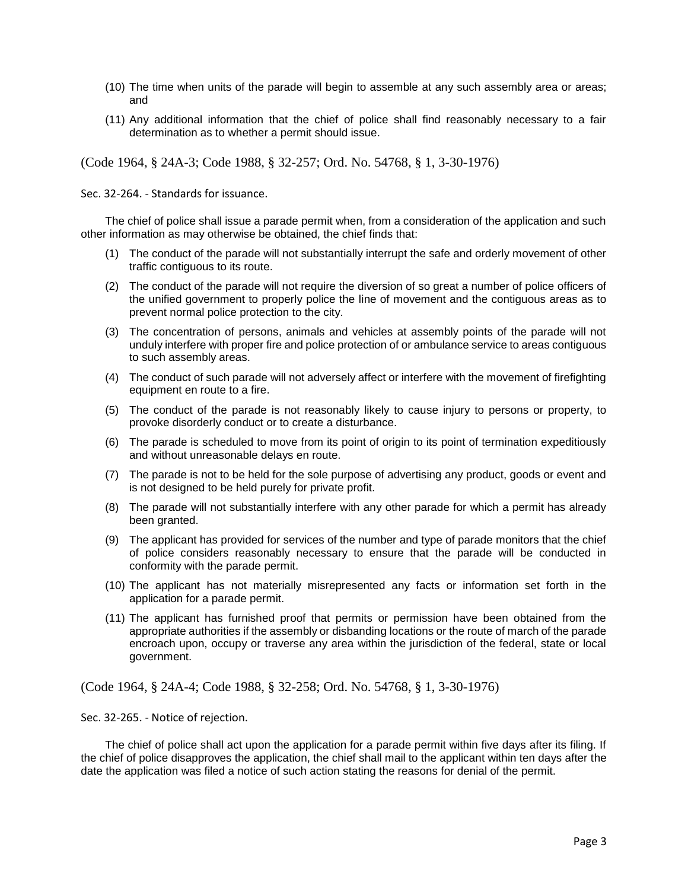(10) The time when units of the parade will begin to assemble at any such assembly area or areas; and

(11) Any additional information that the chief of police shall find reasonably necessary to a fair determination as to whether a permit should issue.

(Code 1964, § 24A-3; Code 1988, § 32-257; Ord. No. 54768, § 1, 3-30-1976)

Sec. 32-264. - Standards for issuance.

The chief of police shall issue a parade permit when, from a consideration of the application and such other information as may otherwise be obtained, the chief finds that:

(1) The conduct of the parade will not substantially interrupt the safe and orderly movement of other traffic contiguous to its route.

(2) The conduct of the parade will not require the diversion of so great a number of police officers of the unified government to properly police the line of movement and the contiguous areas as to prevent normal police protection to the city.

(3) The concentration of persons, animals and vehicles at assembly points of the parade will not unduly interfere with proper fire and police protection of or ambulance service to areas contiguous to such assembly areas.

(4) The conduct of such parade will not adversely affect or interfere with the movement of firefighting equipment en route to a fire.

(5) The conduct of the parade is not reasonably likely to cause injury to persons or property, to provoke disorderly conduct or to create a disturbance.

(6) The parade is scheduled to move from its point of origin to its point of termination expeditiously and without unreasonable delays en route.

(7) The parade is not to be held for the sole purpose of advertising any product, goods or event and is not designed to be held purely for private profit.

(8) The parade will not substantially interfere with any other parade for which a permit has already been granted.

(9) The applicant has provided for services of the number and type of parade monitors that the chief of police considers reasonably necessary to ensure that the parade will be conducted in conformity with the parade permit.

(10) The applicant has not materially misrepresented any facts or information set forth in the application for a parade permit.

(11) The applicant has furnished proof that permits or permission have been obtained from the appropriate authorities if the assembly or disbanding locations or the route of march of the parade encroach upon, occupy or traverse any area within the jurisdiction of the federal, state or local government.

(Code 1964, § 24A-4; Code 1988, § 32-258; Ord. No. 54768, § 1, 3-30-1976)

Sec. 32-265. - Notice of rejection.

The chief of police shall act upon the application for a parade permit within five days after its filing. If the chief of police disapproves the application, the chief shall mail to the applicant within ten days after the date the application was filed a notice of such action stating the reasons for denial of the permit.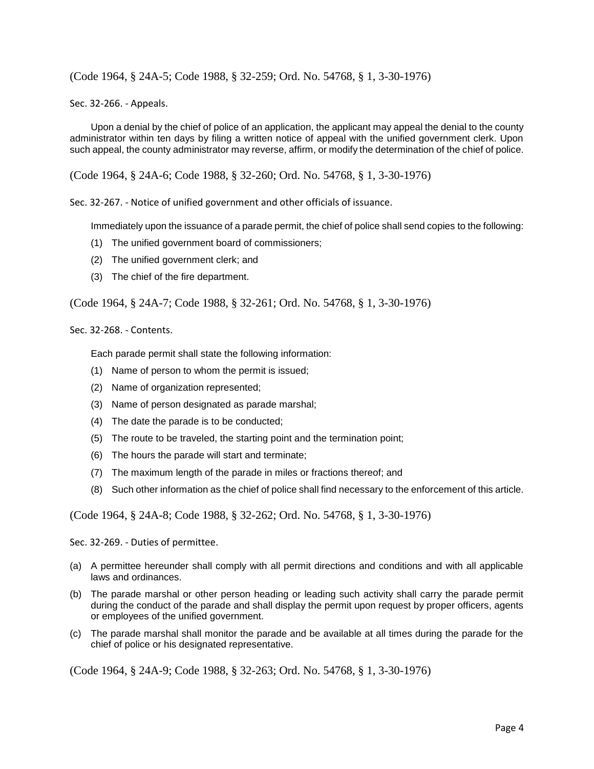(Code 1964, § 24A-5; Code 1988, § 32-259; Ord. No. 54768, § 1, 3-30-1976)

Sec. 32-266. - Appeals.

Upon a denial by the chief of police of an application, the applicant may appeal the denial to the county administrator within ten days by filing a written notice of appeal with the unified government clerk. Upon such appeal, the county administrator may reverse, affirm, or modify the determination of the chief of police.

(Code 1964, § 24A-6; Code 1988, § 32-260; Ord. No. 54768, § 1, 3-30-1976)

Sec. 32-267. - Notice of unified government and other officials of issuance.

Immediately upon the issuance of a parade permit, the chief of police shall send copies to the following:

(1) The unified government board of commissioners;

(2) The unified government clerk; and

(3) The chief of the fire department.

(Code 1964, § 24A-7; Code 1988, § 32-261; Ord. No. 54768, § 1, 3-30-1976)

Sec. 32-268. - Contents.

Each parade permit shall state the following information:

(1) Name of person to whom the permit is issued;

(2) Name of organization represented;

(3) Name of person designated as parade marshal;

(4) The date the parade is to be conducted;

(5) The route to be traveled, the starting point and the termination point;

(6) The hours the parade will start and terminate;

(7) The maximum length of the parade in miles or fractions thereof; and

(8) Such other information as the chief of police shall find necessary to the enforcement of this article.

(Code 1964, § 24A-8; Code 1988, § 32-262; Ord. No. 54768, § 1, 3-30-1976)

Sec. 32-269. - Duties of permittee.

(a) A permittee hereunder shall comply with all permit directions and conditions and with all applicable laws and ordinances.

(b) The parade marshal or other person heading or leading such activity shall carry the parade permit during the conduct of the parade and shall display the permit upon request by proper officers, agents or employees of the unified government.

(c) The parade marshal shall monitor the parade and be available at all times during the parade for the chief of police or his designated representative.

(Code 1964, § 24A-9; Code 1988, § 32-263; Ord. No. 54768, § 1, 3-30-1976)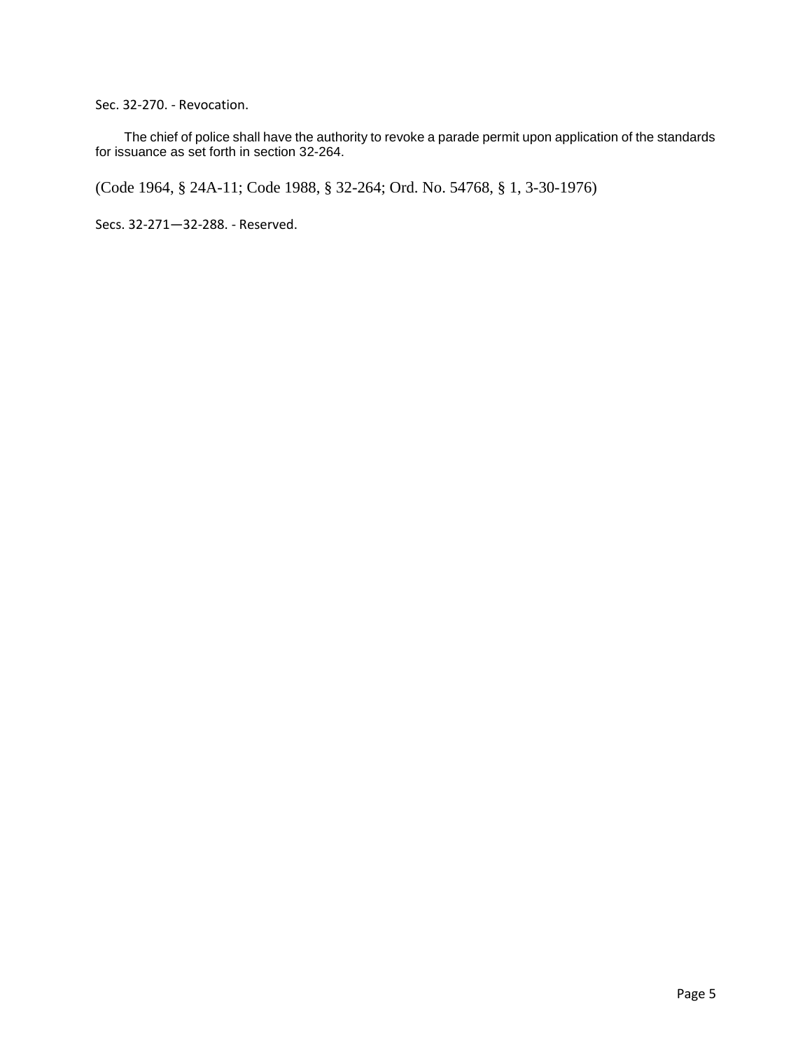Sec. 32-270. - Revocation.

The chief of police shall have the authority to revoke a parade permit upon application of the standards for issuance as set forth in section 32-264.

(Code 1964, § 24A-11; Code 1988, § 32-264; Ord. No. 54768, § 1, 3-30-1976)

Secs. 32-271—32-288. - Reserved.